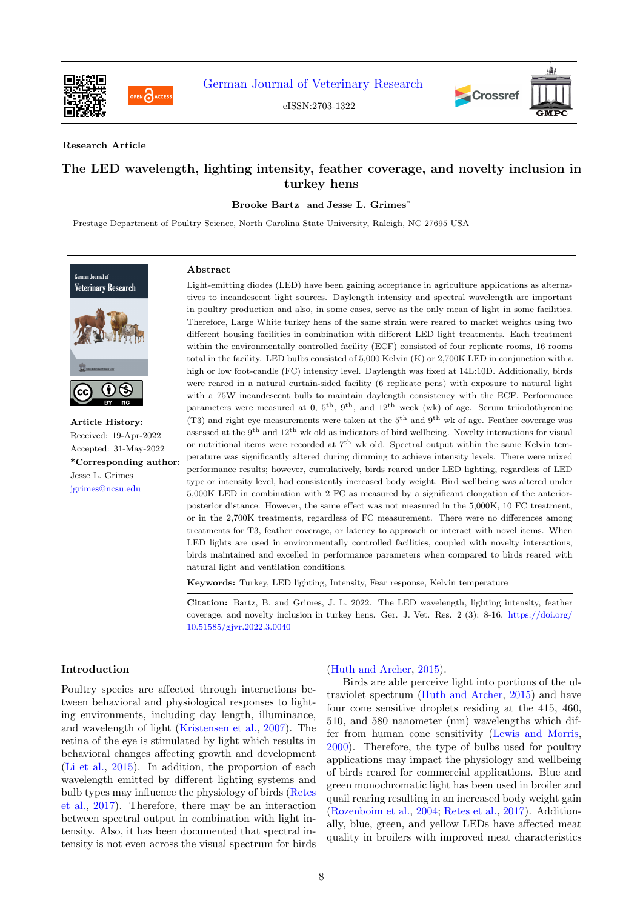Research Article

# The LED wavelength, lighting intensity, feather coverage, and novelty inclusion in turkey hens

**Brooke Bartz and Jesse L. Grimes***

Prestage Department of Poultry Science, North Carolina State University, Raleigh, NC 27695 USA

**Article History:**
Received: 19-Apr-2022
Accepted: 31-May-2022

***Corresponding author:**
Jesse L. Grimes
jgrimes@ncsu.edu

## Abstract

Light-emitting diodes (LED) have been gaining acceptance in agriculture applications as alternatives to incandescent light sources. Daylength intensity and spectral wavelength are important in poultry production and also, in some cases, serve as the only mean of light in some facilities. Therefore, Large White turkey hens of the same strain were reared to market weights using two different housing facilities in combination with different LED light treatments. Each treatment within the environmentally controlled facility (ECF) consisted of four replicate rooms, 16 rooms total in the facility. LED bulbs consisted of 5,000 Kelvin (K) or 2,700K LED in conjunction with a high or low foot-candle (FC) intensity level. Daylength was fixed at 14L:10D. Additionally, birds were reared in a natural curtain-sided facility (6 replicate pens) with exposure to natural light with a 75W incandescent bulb to maintain daylength consistency with the ECF. Performance parameters were measured at 0, 5th, 9th, and 12th week (wk) of age. Serum triiodothyronine (T3) and right eye measurements were taken at the 5th and 9th wk of age. Feather coverage was assessed at the 9th and 12th wk old as indicators of bird wellbeing. Novelty interactions for visual or nutritional items were recorded at 7th wk old. Spectral output within the same Kelvin temperature was significantly altered during dimming to achieve intensity levels. There were mixed performance results; however, cumulatively, birds reared under LED lighting, regardless of LED type or intensity level, had consistently increased body weight. Bird wellbeing was altered under 5,000K LED in combination with 2 FC as measured by a significant elongation of the anterior-posterior distance. However, the same effect was not measured in the 5,000K, 10 FC treatment, or in the 2,700K treatments, regardless of FC measurement. There were no differences among treatments for T3, feather coverage, or latency to approach or interact with novel items. When LED lights are used in environmentally controlled facilities, coupled with novelty interactions, birds maintained and excelled in performance parameters when compared to birds reared with natural light and ventilation conditions.

**Keywords:** Turkey, LED lighting, Intensity, Fear response, Kelvin temperature

**Citation:** Bartz, B. and Grimes, J. L. 2022. The LED wavelength, lighting intensity, feather coverage, and novelty inclusion in turkey hens. Ger. J. Vet. Res. 2 (3): 8-16. https://doi.org/10.51585/gjvr.2022.3.0040

## Introduction

Poultry species are affected through interactions between behavioral and physiological responses to lighting environments, including day length, illuminance, and wavelength of light (Kristensen et al., 2007). The retina of the eye is stimulated by light which results in behavioral changes affecting growth and development (Li et al., 2015). In addition, the proportion of each wavelength emitted by different lighting systems and bulb types may influence the physiology of birds (Retes et al., 2017). Therefore, there may be an interaction between spectral output in combination with light intensity. Also, it has been documented that spectral intensity is not even across the visual spectrum for birds (Huth and Archer, 2015).

Birds are able perceive light into portions of the ultraviolet spectrum (Huth and Archer, 2015) and have four cone sensitive droplets residing at the 415, 460, 510, and 580 nanometer (nm) wavelengths which differ from human cone sensitivity (Lewis and Morris, 2000). Therefore, the type of bulbs used for poultry applications may impact the physiology and wellbeing of birds reared for commercial applications. Blue and green monochromatic light has been used in broiler and quail rearing resulting in an increased body weight gain (Rozenboim et al., 2004; Retes et al., 2017). Additionally, blue, green, and yellow LEDs have affected meat quality in broilers with improved meat characteristics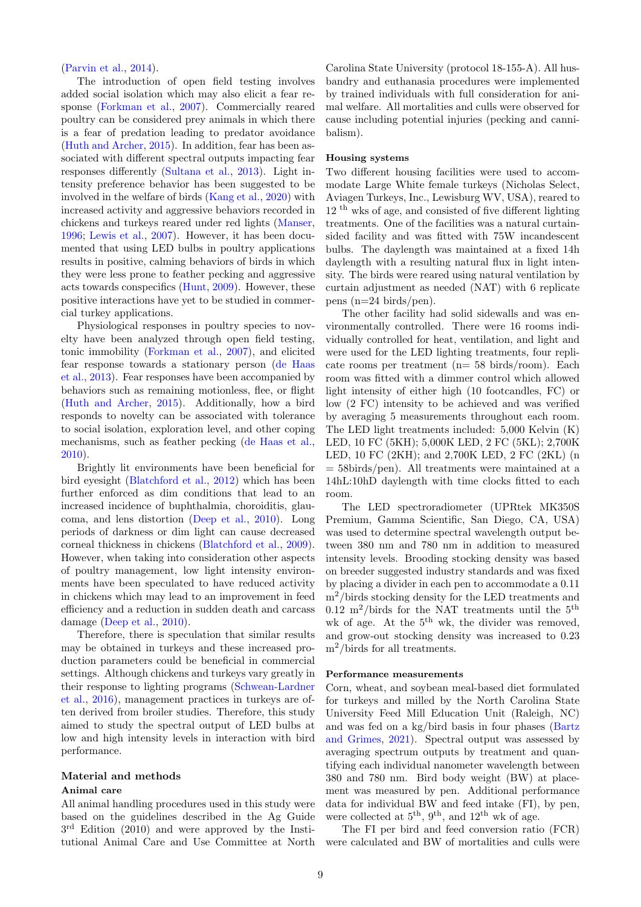(Parvin et al., 2014).

The introduction of open field testing involves added social isolation which may also elicit a fear response (Forkman et al., 2007). Commercially reared poultry can be considered prey animals in which there is a fear of predation leading to predator avoidance (Huth and Archer, 2015). In addition, fear has been associated with different spectral outputs impacting fear responses differently (Sultana et al., 2013). Light intensity preference behavior has been suggested to be involved in the welfare of birds (Kang et al., 2020) with increased activity and aggressive behaviors recorded in chickens and turkeys reared under red lights (Manser, 1996; Lewis et al., 2007). However, it has been documented that using LED bulbs in poultry applications results in positive, calming behaviors of birds in which they were less prone to feather pecking and aggressive acts towards conspecifics (Hunt, 2009). However, these positive interactions have yet to be studied in commercial turkey applications.

Physiological responses in poultry species to novelty have been analyzed through open field testing, tonic immobility (Forkman et al., 2007), and elicited fear response towards a stationary person (de Haas et al., 2013). Fear responses have been accompanied by behaviors such as remaining motionless, flee, or flight (Huth and Archer, 2015). Additionally, how a bird responds to novelty can be associated with tolerance to social isolation, exploration level, and other coping mechanisms, such as feather pecking (de Haas et al., 2010).

Brightly lit environments have been beneficial for bird eyesight (Blatchford et al., 2012) which has been further enforced as dim conditions that lead to an increased incidence of buphthalmia, choroiditis, glaucoma, and lens distortion (Deep et al., 2010). Long periods of darkness or dim light can cause decreased corneal thickness in chickens (Blatchford et al., 2009). However, when taking into consideration other aspects of poultry management, low light intensity environments have been speculated to have reduced activity in chickens which may lead to an improvement in feed efficiency and a reduction in sudden death and carcass damage (Deep et al., 2010).

Therefore, there is speculation that similar results may be obtained in turkeys and these increased production parameters could be beneficial in commercial settings. Although chickens and turkeys vary greatly in their response to lighting programs (Schwean-Lardner et al., 2016), management practices in turkeys are often derived from broiler studies. Therefore, this study aimed to study the spectral output of LED bulbs at low and high intensity levels in interaction with bird performance.

## Material and methods

### Animal care

All animal handling procedures used in this study were based on the guidelines described in the Ag Guide 3rd Edition (2010) and were approved by the Institutional Animal Care and Use Committee at North Carolina State University (protocol 18-155-A). All husbandry and euthanasia procedures were implemented by trained individuals with full consideration for animal welfare. All mortalities and culls were observed for cause including potential injuries (pecking and cannibalism).

### Housing systems

Two different housing facilities were used to accommodate Large White female turkeys (Nicholas Select, Aviagen Turkeys, Inc., Lewisburg WV, USA), reared to 12 th wks of age, and consisted of five different lighting treatments. One of the facilities was a natural curtain-sided facility and was fitted with 75W incandescent bulbs. The daylength was maintained at a fixed 14h daylength with a resulting natural flux in light intensity. The birds were reared using natural ventilation by curtain adjustment as needed (NAT) with 6 replicate pens (n=24 birds/pen).

The other facility had solid sidewalls and was environmentally controlled. There were 16 rooms individually controlled for heat, ventilation, and light and were used for the LED lighting treatments, four replicate rooms per treatment (n= 58 birds/room). Each room was fitted with a dimmer control which allowed light intensity of either high (10 footcandles, FC) or low (2 FC) intensity to be achieved and was verified by averaging 5 measurements throughout each room. The LED light treatments included: 5,000 Kelvin (K) LED, 10 FC (5KH); 5,000K LED, 2 FC (5KL); 2,700K LED, 10 FC (2KH); and 2,700K LED, 2 FC (2KL) (n = 58birds/pen). All treatments were maintained at a 14hL:10hD daylength with time clocks fitted to each room.

The LED spectroradiometer (UPRtek MK350S Premium, Gamma Scientific, San Diego, CA, USA) was used to determine spectral wavelength output between 380 nm and 780 nm in addition to measured intensity levels. Brooding stocking density was based on breeder suggested industry standards and was fixed by placing a divider in each pen to accommodate a 0.11 $m^2$/birds stocking density for the LED treatments and 0.12 $m^2$/birds for the NAT treatments until the 5th wk of age. At the 5th wk, the divider was removed, and grow-out stocking density was increased to 0.23 $m^2$/birds for all treatments.

### Performance measurements

Corn, wheat, and soybean meal-based diet formulated for turkeys and milled by the North Carolina State University Feed Mill Education Unit (Raleigh, NC) and was fed on a kg/bird basis in four phases (Bartz and Grimes, 2021). Spectral output was assessed by averaging spectrum outputs by treatment and quantifying each individual nanometer wavelength between 380 and 780 nm. Bird body weight (BW) at placement was measured by pen. Additional performance data for individual BW and feed intake (FI), by pen, were collected at 5th, 9th, and 12th wk of age.

The FI per bird and feed conversion ratio (FCR) were calculated and BW of mortalities and culls were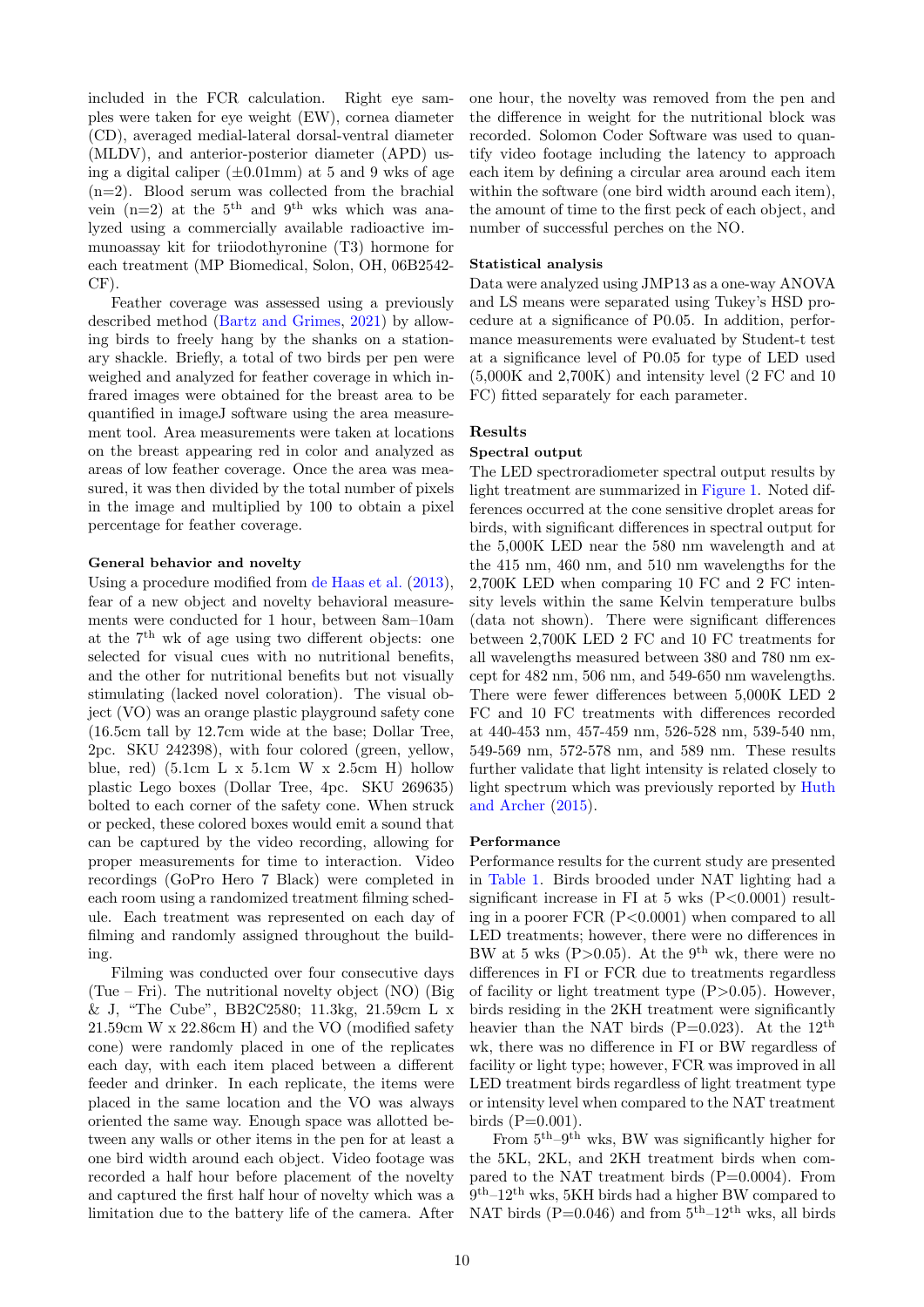included in the FCR calculation. Right eye samples were taken for eye weight (EW), cornea diameter (CD), averaged medial-lateral dorsal-ventral diameter (MLDV), and anterior-posterior diameter (APD) using a digital caliper (±0.01mm) at 5 and 9 wks of age (n=2). Blood serum was collected from the brachial vein (n=2) at the 5[th] and 9[th] wks which was analyzed using a commercially available radioactive immunoassay kit for triiodothyronine (T3) hormone for each treatment (MP Biomedical, Solon, OH, 06B2542-CF).

Feather coverage was assessed using a previously described method (Bartz and Grimes, 2021) by allowing birds to freely hang by the shanks on a stationary shackle. Briefly, a total of two birds per pen were weighed and analyzed for feather coverage in which infrared images were obtained for the breast area to be quantified in imageJ software using the area measurement tool. Area measurements were taken at locations on the breast appearing red in color and analyzed as areas of low feather coverage. Once the area was measured, it was then divided by the total number of pixels in the image and multiplied by 100 to obtain a pixel percentage for feather coverage.

#### General behavior and novelty

Using a procedure modified from de Haas et al. (2013), fear of a new object and novelty behavioral measurements were conducted for 1 hour, between 8am–10am at the 7[th] wk of age using two different objects: one selected for visual cues with no nutritional benefits, and the other for nutritional benefits but not visually stimulating (lacked novel coloration). The visual object (VO) was an orange plastic playground safety cone (16.5cm tall by 12.7cm wide at the base; Dollar Tree, 2pc. SKU 242398), with four colored (green, yellow, blue, red) (5.1cm L x 5.1cm W x 2.5cm H) hollow plastic Lego boxes (Dollar Tree, 4pc. SKU 269635) bolted to each corner of the safety cone. When struck or pecked, these colored boxes would emit a sound that can be captured by the video recording, allowing for proper measurements for time to interaction. Video recordings (GoPro Hero 7 Black) were completed in each room using a randomized treatment filming schedule. Each treatment was represented on each day of filming and randomly assigned throughout the building.

Filming was conducted over four consecutive days (Tue – Fri). The nutritional novelty object (NO) (Big & J, "The Cube", BB2C2580; 11.3kg, 21.59cm L x 21.59cm W x 22.86cm H) and the VO (modified safety cone) were randomly placed in one of the replicates each day, with each item placed between a different feeder and drinker. In each replicate, the items were placed in the same location and the VO was always oriented the same way. Enough space was allotted between any walls or other items in the pen for at least a one bird width around each object. Video footage was recorded a half hour before placement of the novelty and captured the first half hour of novelty which was a limitation due to the battery life of the camera. After one hour, the novelty was removed from the pen and the difference in weight for the nutritional block was recorded. Solomon Coder Software was used to quantify video footage including the latency to approach each item by defining a circular area around each item within the software (one bird width around each item), the amount of time to the first peck of each object, and number of successful perches on the NO.

#### Statistical analysis

Data were analyzed using JMP13 as a one-way ANOVA and LS means were separated using Tukey's HSD procedure at a significance of P0.05. In addition, performance measurements were evaluated by Student-t test at a significance level of P0.05 for type of LED used (5,000K and 2,700K) and intensity level (2 FC and 10 FC) fitted separately for each parameter.

### Results

#### Spectral output

The LED spectroradiometer spectral output results by light treatment are summarized in Figure 1. Noted differences occurred at the cone sensitive droplet areas for birds, with significant differences in spectral output for the 5,000K LED near the 500 nm wavelength and at the 415 nm, 460 nm, and 510 nm wavelengths for the 2,700K LED when comparing 10 FC and 2 FC intensity levels within the same Kelvin temperature bulbs (data not shown). There were significant differences between 2,700K LED 2 FC and 10 FC treatments for all wavelengths measured between 380 and 780 nm except for 482 nm, 506 nm, and 549-650 nm wavelengths. There were fewer differences between 5,000K LED 2 FC and 10 FC treatments with differences recorded at 440-453 nm, 457-459 nm, 526-528 nm, 539-540 nm, 549-569 nm, 572-578 nm, and 589 nm. These results further validate that light intensity is related closely to light spectrum which was previously reported by Huth and Archer (2015).

#### Performance

Performance results for the current study are presented in Table 1. Birds brooded under NAT lighting had a significant increase in FI at 5 wks ($P<0.0001$) resulting in a poorer FCR ($P<0.0001$) when compared to all LED treatments; however, there were no differences in BW at 5 wks ($P>0.05$). At the 9[th] wk, there were no differences in FI or FCR due to treatments regardless of facility or light treatment type ($P>0.05$). However, birds residing in the 2KH treatment were significantly heavier than the NAT birds ($P=0.023$). At the 12[th] wk, there was no difference in FI or BW regardless of facility or light type; however, FCR was improved in all LED treatment birds regardless of light treatment type or intensity level when compared to the NAT treatment birds ($P=0.001$).

From 5[th]–9[th] wks, BW was significantly higher for the 5KL, 2KL, and 2KH treatment birds when compared to the NAT treatment birds ($P=0.0004$). From 9[th]–12[th] wks, 5KH birds had a higher BW compared to NAT birds ($P=0.046$) and from 5[th]–12[th] wks, all birds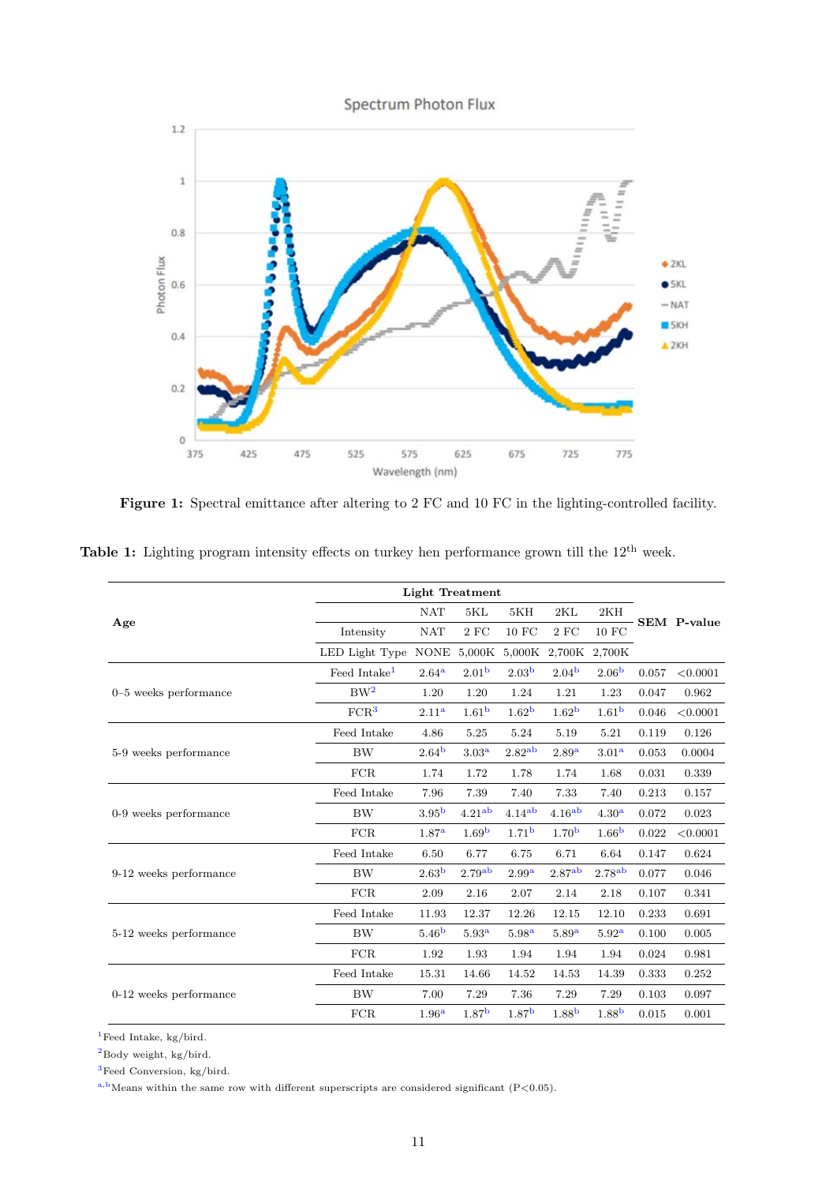**Figure 1:** Spectral emittance after altering to 2 FC and 10 FC in the lighting-controlled facility.

**Table 1:** Lighting program intensity effects on turkey hen performance grown till the 12th week.

| Age | Light Treatment | | | | | | SEM | P-value |
|---|---|---|---|---|---|---|---|---|
| | | NAT | 5KL | 5KH | 2KL | 2KH | | |
| | Intensity | NAT | 2 FC | 10 FC | 2 FC | 10 FC | | |
| | LED Light Type | NONE | 5,000K | 5,000K | 2,700K | 2,700K | | |
| 0–5 weeks performance | Feed Intake[1] | 2.64[a] | 2.01[b] | 2.03[b] | 2.04[b] | 2.06[b] | 0.057 | <0.0001 |
| | BW[2] | 1.20 | 1.20 | 1.24 | 1.21 | 1.23 | 0.047 | 0.962 |
| | FCR[3] | 2.11[a] | 1.61[b] | 1.62[b] | 1.62[b] | 1.61[b] | 0.046 | <0.0001 |
| 5-9 weeks performance | Feed Intake | 4.86 | 5.25 | 5.24 | 5.19 | 5.21 | 0.119 | 0.126 |
| | BW | 2.64[b] | 3.03[a] | 2.82[ab] | 2.89[a] | 3.01[a] | 0.053 | 0.0004 |
| | FCR | 1.74 | 1.72 | 1.78 | 1.74 | 1.68 | 0.031 | 0.339 |
| 0-9 weeks performance | Feed Intake | 7.96 | 7.39 | 7.40 | 7.33 | 7.40 | 0.213 | 0.157 |
| | BW | 3.95[b] | 4.21[ab] | 4.14[ab] | 4.16[ab] | 4.30[a] | 0.072 | 0.023 |
| | FCR | 1.87[a] | 1.69[b] | 1.71[b] | 1.70[b] | 1.66[b] | 0.022 | <0.0001 |
| 9-12 weeks performance | Feed Intake | 6.50 | 6.77 | 6.75 | 6.71 | 6.64 | 0.147 | 0.624 |
| | BW | 2.63[b] | 2.79[ab] | 2.99[a] | 2.87[ab] | 2.78[ab] | 0.077 | 0.046 |
| | FCR | 2.09 | 2.16 | 2.07 | 2.14 | 2.18 | 0.107 | 0.341 |
| 5-12 weeks performance | Feed Intake | 11.93 | 12.37 | 12.26 | 12.15 | 12.10 | 0.233 | 0.691 |
| | BW | 5.46[b] | 5.93[a] | 5.98[a] | 5.89[a] | 5.92[a] | 0.100 | 0.005 |
| | FCR | 1.92 | 1.93 | 1.94 | 1.94 | 1.94 | 0.024 | 0.981 |
| 0-12 weeks performance | Feed Intake | 15.31 | 14.66 | 14.52 | 14.53 | 14.39 | 0.333 | 0.252 |
| | BW | 7.00 | 7.29 | 7.36 | 7.29 | 7.29 | 0.103 | 0.097 |
| | FCR | 1.96[a] | 1.87[b] | 1.87[b] | 1.88[b] | 1.88[b] | 0.015 | 0.001 |

[1]Feed Intake, kg/bird.

[2]Body weight, kg/bird.

[3]Feed Conversion, kg/bird.

[a,b]Means within the same row with different superscripts are considered significant ($P<0.05$).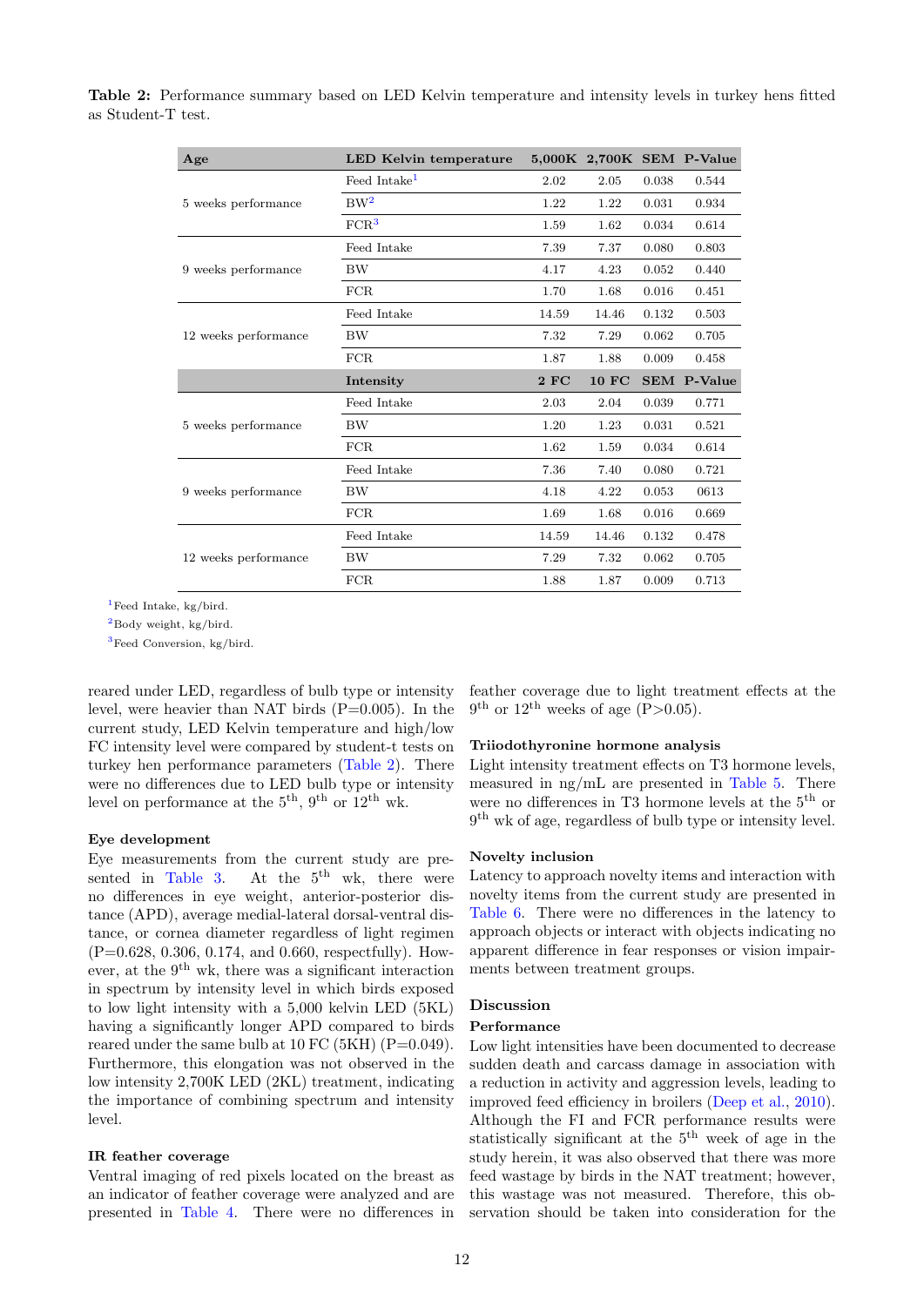**Table 2:** Performance summary based on LED Kelvin temperature and intensity levels in turkey hens fitted as Student-T test.

| Age | LED Kelvin temperature | 5,000K | 2,700K | SEM | P-Value |
|---|---|---|---|---|---|
| 5 weeks performance | Feed Intake[1] | 2.02 | 2.05 | 0.038 | 0.544 |
| | BW[2] | 1.22 | 1.22 | 0.031 | 0.934 |
| | FCR[3] | 1.59 | 1.62 | 0.034 | 0.614 |
| 9 weeks performance | Feed Intake | 7.39 | 7.37 | 0.080 | 0.803 |
| | BW | 4.17 | 4.23 | 0.052 | 0.440 |
| | FCR | 1.70 | 1.68 | 0.016 | 0.451 |
| 12 weeks performance | Feed Intake | 14.59 | 14.46 | 0.132 | 0.503 |
| | BW | 7.32 | 7.29 | 0.062 | 0.705 |
| | FCR | 1.87 | 1.88 | 0.009 | 0.458 |
| | **Intensity** | **2 FC** | **10 FC** | **SEM** | **P-Value** |
| 5 weeks performance | Feed Intake | 2.03 | 2.04 | 0.039 | 0.771 |
| | BW | 1.20 | 1.23 | 0.031 | 0.521 |
| | FCR | 1.62 | 1.59 | 0.034 | 0.614 |
| 9 weeks performance | Feed Intake | 7.36 | 7.40 | 0.080 | 0.721 |
| | BW | 4.18 | 4.22 | 0.053 | 0613 |
| | FCR | 1.69 | 1.68 | 0.016 | 0.669 |
| 12 weeks performance | Feed Intake | 14.59 | 14.46 | 0.132 | 0.478 |
| | BW | 7.29 | 7.32 | 0.062 | 0.705 |
| | FCR | 1.88 | 1.87 | 0.009 | 0.713 |

[1]Feed Intake, kg/bird.
[2]Body weight, kg/bird.
[3]Feed Conversion, kg/bird.

reared under LED, regardless of bulb type or intensity level, were heavier than NAT birds (P=0.005). In the current study, LED Kelvin temperature and high/low FC intensity level were compared by student-t tests on turkey hen performance parameters (Table 2). There were no differences due to LED bulb type or intensity level on performance at the 5th, 9th or 12th wk.

### Eye development

Eye measurements from the current study are presented in Table 3. At the 5th wk, there were no differences in eye weight, anterior-posterior distance (APD), average medial-lateral dorsal-ventral distance, or cornea diameter regardless of light regimen (P=0.628, 0.306, 0.174, and 0.660, respectfully). However, at the 9th wk, there was a significant interaction in spectrum by intensity level in which birds exposed to low light intensity with a 5,000 kelvin LED (5KL) having a significantly longer APD compared to birds reared under the same bulb at 10 FC (5KH) (P=0.049). Furthermore, this elongation was not observed in the low intensity 2,700K LED (2KL) treatment, indicating the importance of combining spectrum and intensity level.

### IR feather coverage

Ventral imaging of red pixels located on the breast as an indicator of feather coverage were analyzed and are presented in Table 4. There were no differences in feather coverage due to light treatment effects at the 9th or 12th weeks of age (P>0.05).

### Triiodothyronine hormone analysis

Light intensity treatment effects on T3 hormone levels, measured in ng/mL are presented in Table 5. There were no differences in T3 hormone levels at the 5th or 9th wk of age, regardless of bulb type or intensity level.

### Novelty inclusion

Latency to approach novelty items and interaction with novelty items from the current study are presented in Table 6. There were no differences in the latency to approach objects or interact with objects indicating no apparent difference in fear responses or vision impairments between treatment groups.

## Discussion

### Performance

Low light intensities have been documented to decrease sudden death and carcass damage in association with a reduction in activity and aggression levels, leading to improved feed efficiency in broilers (Deep et al., 2010). Although the FI and FCR performance results were statistically significant at the 5th week of age in the study herein, it was also observed that there was more feed wastage by birds in the NAT treatment; however, this wastage was not measured. Therefore, this observation should be taken into consideration for the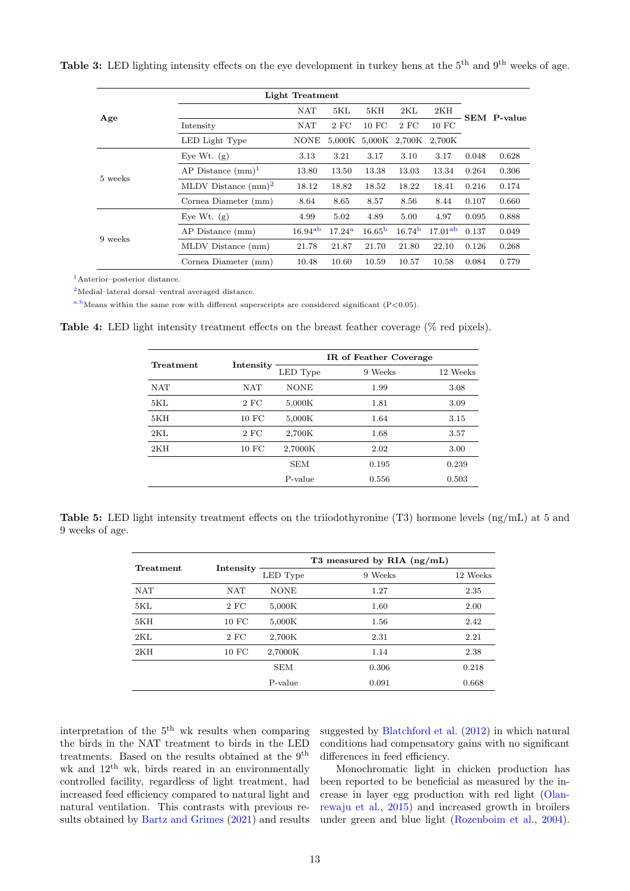**Table 3:** LED lighting intensity effects on the eye development in turkey hens at the 5th and 9th weeks of age.

| Age | Light Treatment | NAT | 5KL | 5KH | 2KL | 2KH | SEM | P-value |
|---|---|---|---|---|---|---|---|---|
| | Intensity | NAT | 2 FC | 10 FC | 2 FC | 10 FC | | |
| | LED Light Type | NONE | 5,000K | 5,000K | 2,700K | 2,700K | | |
| 5 weeks | Eye Wt. (g) | 3.13 | 3.21 | 3.17 | 3.10 | 3.17 | 0.048 | 0.628 |
| | AP Distance (mm)[1] | 13.80 | 13.50 | 13.38 | 13.03 | 13.34 | 0.264 | 0.306 |
| | MLDV Distance (mm)[2] | 18.12 | 18.82 | 18.52 | 18.22 | 18.41 | 0.216 | 0.174 |
| | Cornea Diameter (mm) | 8.64 | 8.65 | 8.57 | 8.56 | 8.44 | 0.107 | 0.660 |
| 9 weeks | Eye Wt. (g) | 4.99 | 5.02 | 4.89 | 5.00 | 4.97 | 0.095 | 0.888 |
| | AP Distance (mm) | 16.94[ab] | 17.24[a] | 16.65[b] | 16.74[b] | 17.01[ab] | 0.137 | 0.049 |
| | MLDV Distance (mm) | 21.78 | 21.87 | 21.70 | 21.80 | 22.10 | 0.126 | 0.268 |
| | Cornea Diameter (mm) | 10.48 | 10.60 | 10.59 | 10.57 | 10.58 | 0.084 | 0.779 |

[1]Anterior–posterior distance.

[2]Medial–lateral dorsal–ventral averaged distance.

[a,b]Means within the same row with different superscripts are considered significant ($P<0.05$).

**Table 4:** LED light intensity treatment effects on the breast feather coverage (% red pixels).

| Treatment | Intensity | IR of Feather Coverage | | |
|---|---|---|---|---|
| | | LED Type | 9 Weeks | 12 Weeks |
| NAT | NAT | NONE | 1.99 | 3.08 |
| 5KL | 2 FC | 5,000K | 1.81 | 3.09 |
| 5KH | 10 FC | 5,000K | 1.64 | 3.15 |
| 2KL | 2 FC | 2,700K | 1.68 | 3.57 |
| 2KH | 10 FC | 2,7000K | 2.02 | 3.00 |
| | | SEM | 0.195 | 0.239 |
| | | P-value | 0.556 | 0.503 |

**Table 5:** LED light intensity treatment effects on the triiodothyronine (T3) hormone levels (ng/mL) at 5 and 9 weeks of age.

| Treatment | Intensity | T3 measured by RIA (ng/mL) | | |
|---|---|---|---|---|
| | | LED Type | 9 Weeks | 12 Weeks |
| NAT | NAT | NONE | 1.27 | 2.35 |
| 5KL | 2 FC | 5,000K | 1.60 | 2.00 |
| 5KH | 10 FC | 5,000K | 1.56 | 2.42 |
| 2KL | 2 FC | 2,700K | 2.31 | 2.21 |
| 2KH | 10 FC | 2,7000K | 1.14 | 2.38 |
| | | SEM | 0.306 | 0.218 |
| | | P-value | 0.091 | 0.668 |

interpretation of the 5th wk results when comparing the birds in the NAT treatment to birds in the LED treatments. Based on the results obtained at the 9th wk and 12th wk, birds reared in an environmentally controlled facility, regardless of light treatment, had increased feed efficiency compared to natural light and natural ventilation. This contrasts with previous results obtained by Bartz and Grimes (2021) and results suggested by Blatchford et al. (2012) in which natural conditions had compensatory gains with no significant differences in feed efficiency.

Monochromatic light in chicken production has been reported to be beneficial as measured by the increase in layer egg production with red light (Olanrewaju et al., 2015) and increased growth in broilers under green and blue light (Rozenboim et al., 2004).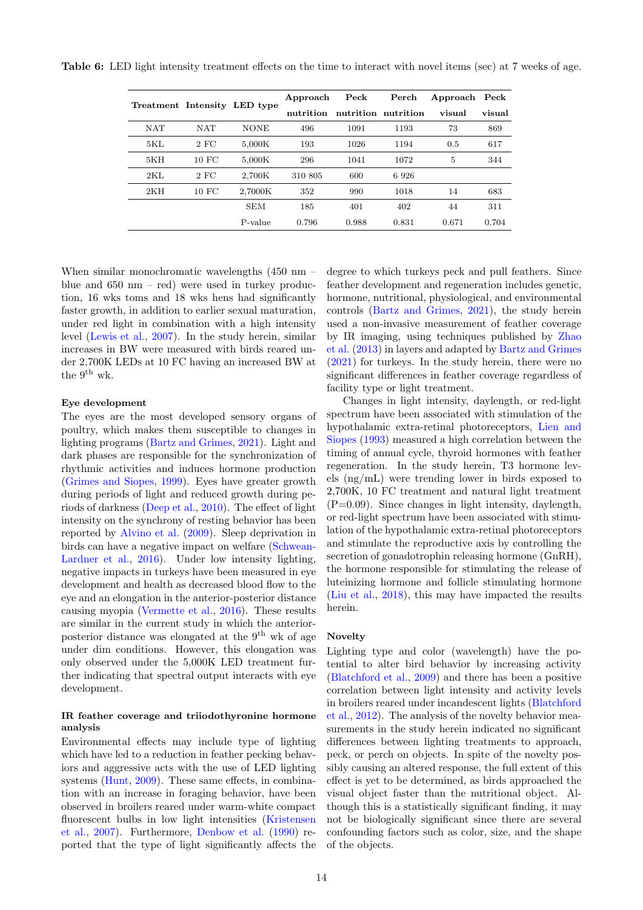**Table 6:** LED light intensity treatment effects on the time to interact with novel items (sec) at 7 weeks of age.

| Treatment | Intensity | LED type | Approach nutrition | Peck nutrition | Perch nutrition | Approach visual | Peck visual |
|---|---|---|---|---|---|---|---|
| NAT | NAT | NONE | 496 | 1091 | 1193 | 73 | 869 |
| 5KL | 2 FC | 5,000K | 193 | 1026 | 1194 | 0.5 | 617 |
| 5KH | 10 FC | 5,000K | 296 | 1041 | 1072 | 5 | 344 |
| 2KL | 2 FC | 2,700K | 310 805 | 600 | 6 926 | | |
| 2KH | 10 FC | 2,7000K | 352 | 990 | 1018 | 14 | 683 |
| | | SEM | 185 | 401 | 402 | 44 | 311 |
| | | P-value | 0.796 | 0.988 | 0.831 | 0.671 | 0.704 |

When similar monochromatic wavelengths (450 nm – blue and 650 nm – red) were used in turkey production, 16 wks toms and 18 wks hens had significantly faster growth, in addition to earlier sexual maturation, under red light in combination with a high intensity level (Lewis et al., 2007). In the study herein, similar increases in BW were measured with birds reared under 2,700K LEDs at 10 FC having an increased BW at the 9th wk.

#### Eye development

The eyes are the most developed sensory organs of poultry, which makes them susceptible to changes in lighting programs (Bartz and Grimes, 2021). Light and dark phases are responsible for the synchronization of rhythmic activities and induces hormone production (Grimes and Siopes, 1999). Eyes have greater growth during periods of light and reduced growth during periods of darkness (Deep et al., 2010). The effect of light intensity on the synchrony of resting behavior has been reported by Alvino et al. (2009). Sleep deprivation in birds can have a negative impact on welfare (Schwean-Lardner et al., 2016). Under low intensity lighting, negative impacts in turkeys have been measured in eye development and health as decreased blood flow to the eye and an elongation in the anterior-posterior distance causing myopia (Vermette et al., 2016). These results are similar in the current study in which the anterior-posterior distance was elongated at the 9th wk of age under dim conditions. However, this elongation was only observed under the 5,000K LED treatment further indicating that spectral output interacts with eye development.

#### IR feather coverage and triiodothyronine hormone analysis

Environmental effects may include type of lighting which have led to a reduction in feather pecking behaviors and aggressive acts with the use of LED lighting systems (Hunt, 2009). These same effects, in combination with an increase in foraging behavior, have been observed in broilers reared under warm-white compact fluorescent bulbs in low light intensities (Kristensen et al., 2007). Furthermore, Denbow et al. (1990) reported that the type of light significantly affects the degree to which turkeys peck and pull feathers. Since feather development and regeneration includes genetic, hormone, nutritional, physiological, and environmental controls (Bartz and Grimes, 2021), the study herein used a non-invasive measurement of feather coverage by IR imaging, using techniques published by Zhao et al. (2013) in layers and adapted by Bartz and Grimes (2021) for turkeys. In the study herein, there were no significant differences in feather coverage regardless of facility type or light treatment.

Changes in light intensity, daylength, or red-light spectrum have been associated with stimulation of the hypothalamic extra-retinal photoreceptors, Lien and Siopes (1993) measured a high correlation between the timing of annual cycle, thyroid hormones with feather regeneration. In the study herein, T3 hormone levels (ng/mL) were trending lower in birds exposed to 2,700K, 10 FC treatment and natural light treatment (P=0.09). Since changes in light intensity, daylength, or red-light spectrum have been associated with stimulation of the hypothalamic extra-retinal photoreceptors and stimulate the reproductive axis by controlling the secretion of gonadotrophin releasing hormone (GnRH), the hormone responsible for stimulating the release of luteinizing hormone and follicle stimulating hormone (Liu et al., 2018), this may have impacted the results herein.

#### Novelty

Lighting type and color (wavelength) have the potential to alter bird behavior by increasing activity (Blatchford et al., 2009) and there has been a positive correlation between light intensity and activity levels in broilers reared under incandescent lights (Blatchford et al., 2012). The analysis of the novelty behavior measurements in the study herein indicated no significant differences between lighting treatments to approach, peck, or perch on objects. In spite of the novelty possibly causing an altered response, the full extent of this effect is yet to be determined, as birds approached the visual object faster than the nutritional object. Although this is a statistically significant finding, it may not be biologically significant since there are several confounding factors such as color, size, and the shape of the objects.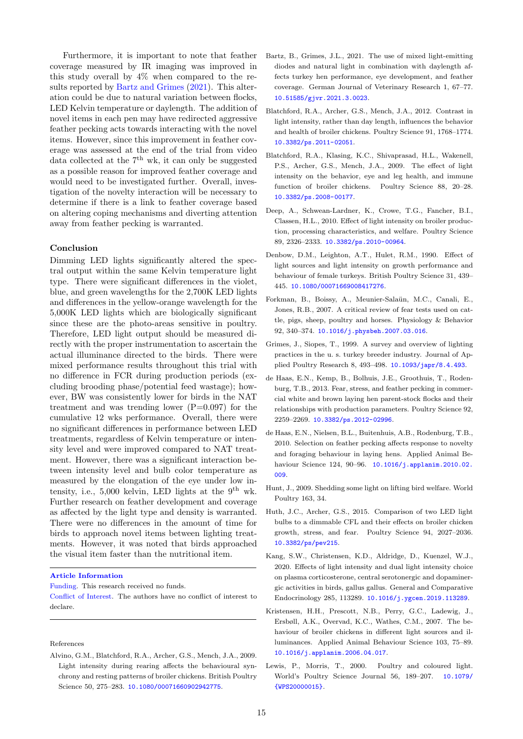Furthermore, it is important to note that feather coverage measured by IR imaging was improved in this study overall by 4% when compared to the results reported by Bartz and Grimes (2021). This alteration could be due to natural variation between flocks, LED Kelvin temperature or daylength. The addition of novel items in each pen may have redirected aggressive feather pecking acts towards interacting with the novel items. However, since this improvement in feather coverage was assessed at the end of the trial from video data collected at the 7$^{th}$ wk, it can only be suggested as a possible reason for improved feather coverage and would need to be investigated further. Overall, investigation of the novelty interaction will be necessary to determine if there is a link to feather coverage based on altering coping mechanisms and diverting attention away from feather pecking is warranted.

## Conclusion

Dimming LED lights significantly altered the spectral output within the same Kelvin temperature light type. There were significant differences in the violet, blue, and green wavelengths for the 2,700K LED lights and differences in the yellow-orange wavelength for the 5,000K LED lights which are biologically significant since these are the photo-areas sensitive in poultry. Therefore, LED light output should be measured directly with the proper instrumentation to ascertain the actual illuminance directed to the birds. There were mixed performance results throughout this trial with no difference in FCR during production periods (excluding brooding phase/potential feed wastage); however, BW was consistently lower for birds in the NAT treatment and was trending lower ($P=0.097$) for the cumulative 12 wks performance. Overall, there were no significant differences in performance between LED treatments, regardless of Kelvin temperature or intensity level and were improved compared to NAT treatment. However, there was a significant interaction between intensity level and bulb color temperature as measured by the elongation of the eye under low intensity, i.e., 5,000 kelvin, LED lights at the 9$^{th}$ wk. Further research on feather development and coverage as affected by the light type and density is warranted. There were no differences in the amount of time for birds to approach novel items between lighting treatments. However, it was noted that birds approached the visual item faster than the nutritional item.

**Article Information**

Funding. This research received no funds.

Conflict of Interest. The authors have no conflict of interest to declare.

References

Alvino, G.M., Blatchford, R.A., Archer, G.S., Mench, J.A., 2009. Light intensity during rearing affects the behavioural synchrony and resting patterns of broiler chickens. British Poultry Science 50, 275–283. 10.1080/00071660902942775.

Bartz, B., Grimes, J.L., 2021. The use of mixed light-emitting diodes and natural light in combination with daylength affects turkey hen performance, eye development, and feather coverage. German Journal of Veterinary Research 1, 67–77. 10.51585/gjvr.2021.3.0023.

Blatchford, R.A., Archer, G.S., Mench, J.A., 2012. Contrast in light intensity, rather than day length, influences the behavior and health of broiler chickens. Poultry Science 91, 1768–1774. 10.3382/ps.2011-02051.

Blatchford, R.A., Klasing, K.C., Shivaprasad, H.L., Wakenell, P.S., Archer, G.S., Mench, J.A., 2009. The effect of light intensity on the behavior, eye and leg health, and immune function of broiler chickens. Poultry Science 88, 20–28. 10.3382/ps.2008-00177.

Deep, A., Schwean-Lardner, K., Crowe, T.G., Fancher, B.I., Classen, H.L., 2010. Effect of light intensity on broiler production, processing characteristics, and welfare. Poultry Science 89, 2326–2333. 10.3382/ps.2010-00964.

Denbow, D.M., Leighton, A.T., Hulet, R.M., 1990. Effect of light sources and light intensity on growth performance and behaviour of female turkeys. British Poultry Science 31, 439–445. 10.1080/00071669008417276.

Forkman, B., Boissy, A., Meunier-Salaün, M.C., Canali, E., Jones, R.B., 2007. A critical review of fear tests used on cattle, pigs, sheep, poultry and horses. Physiology & Behavior 92, 340–374. 10.1016/j.physbeh.2007.03.016.

Grimes, J., Siopes, T., 1999. A survey and overview of lighting practices in the u. s. turkey breeder industry. Journal of Applied Poultry Research 8, 493–498. 10.1093/japr/8.4.493.

de Haas, E.N., Kemp, B., Bolhuis, J.E., Groothuis, T., Rodenburg, T.B., 2013. Fear, stress, and feather pecking in commercial white and brown laying hen parent-stock flocks and their relationships with production parameters. Poultry Science 92, 2259–2269. 10.3382/ps.2012-02996.

de Haas, E.N., Nielsen, B.L., Buitenhuis, A.B., Rodenburg, T.B., 2010. Selection on feather pecking affects response to novelty and foraging behaviour in laying hens. Applied Animal Behaviour Science 124, 90–96. 10.1016/j.applanim.2010.02.009.

Hunt, J., 2009. Shedding some light on lifting bird welfare. World Poultry 163, 34.

Huth, J.C., Archer, G.S., 2015. Comparison of two LED light bulbs to a dimmable CFL and their effects on broiler chicken growth, stress, and fear. Poultry Science 94, 2027–2036. 10.3382/ps/pev215.

Kang, S.W., Christensen, K.D., Aldridge, D., Kuenzel, W.J., 2020. Effects of light intensity and dual light intensity choice on plasma corticosterone, central serotonergic and dopaminergic activities in birds, gallus gallus. General and Comparative Endocrinology 285, 113289. 10.1016/j.ygcen.2019.113289.

Kristensen, H.H., Prescott, N.B., Perry, G.C., Ladewig, J., Ersbøll, A.K., Overvad, K.C., Wathes, C.M., 2007. The behaviour of broiler chickens in different light sources and illuminances. Applied Animal Behaviour Science 103, 75–89. 10.1016/j.applanim.2006.04.017.

Lewis, P., Morris, T., 2000. Poultry and coloured light. World's Poultry Science Journal 56, 189–207. 10.1079/{WPS20000015}.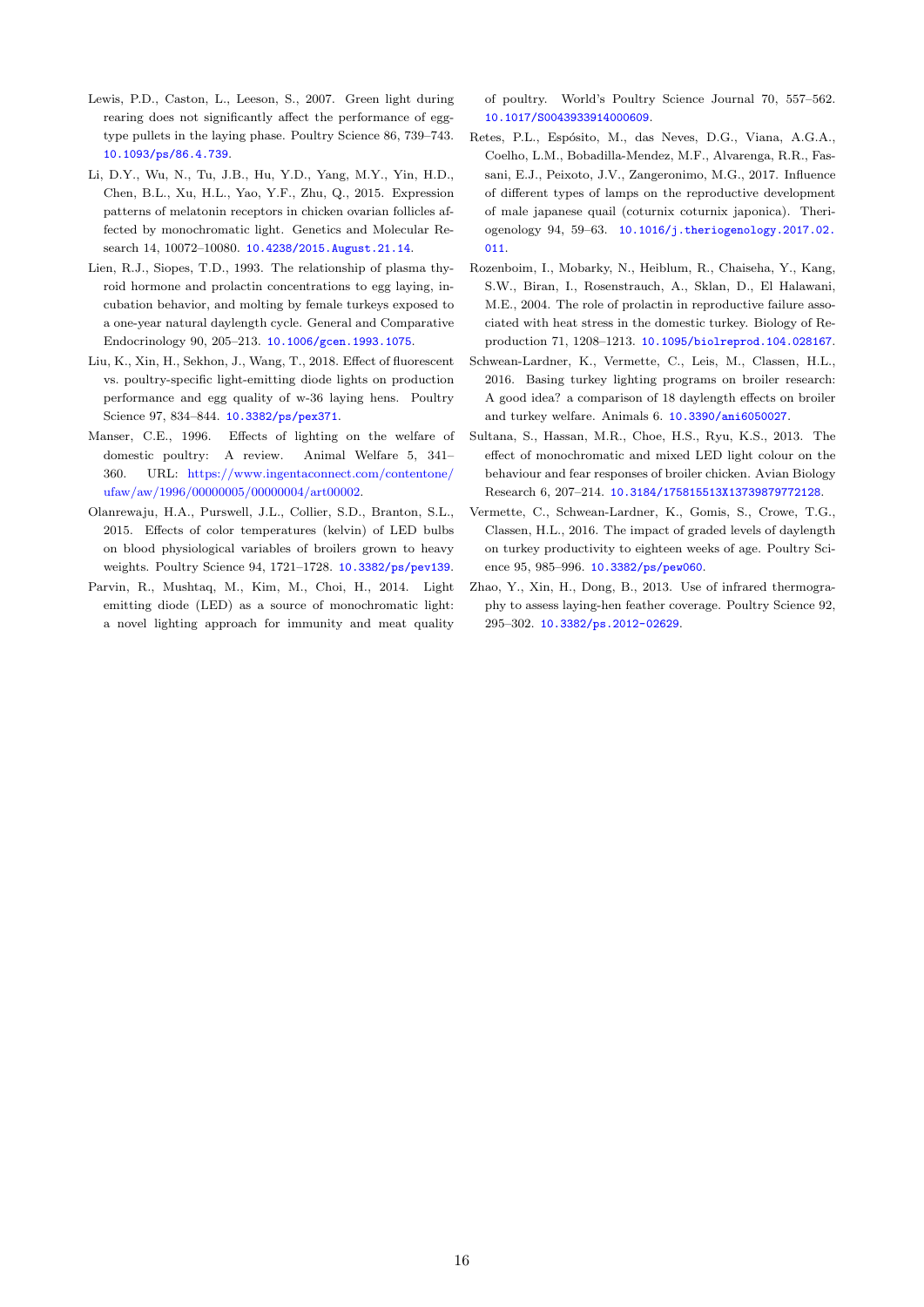Lewis, P.D., Caston, L., Leeson, S., 2007. Green light during rearing does not significantly affect the performance of egg-type pullets in the laying phase. Poultry Science 86, 739–743. 10.1093/ps/86.4.739.

Li, D.Y., Wu, N., Tu, J.B., Hu, Y.D., Yang, M.Y., Yin, H.D., Chen, B.L., Xu, H.L., Yao, Y.F., Zhu, Q., 2015. Expression patterns of melatonin receptors in chicken ovarian follicles affected by monochromatic light. Genetics and Molecular Research 14, 10072–10080. 10.4238/2015.August.21.14.

Lien, R.J., Siopes, T.D., 1993. The relationship of plasma thyroid hormone and prolactin concentrations to egg laying, incubation behavior, and molting by female turkeys exposed to a one-year natural daylength cycle. General and Comparative Endocrinology 90, 205–213. 10.1006/gcen.1993.1075.

Liu, K., Xin, H., Sekhon, J., Wang, T., 2018. Effect of fluorescent vs. poultry-specific light-emitting diode lights on production performance and egg quality of w-36 laying hens. Poultry Science 97, 834–844. 10.3382/ps/pex371.

Manser, C.E., 1996. Effects of lighting on the welfare of domestic poultry: A review. Animal Welfare 5, 341–360. URL: https://www.ingentaconnect.com/contentone/ufaw/aw/1996/00000005/00000004/art00002.

Olanrewaju, H.A., Purswell, J.L., Collier, S.D., Branton, S.L., 2015. Effects of color temperatures (kelvin) of LED bulbs on blood physiological variables of broilers grown to heavy weights. Poultry Science 94, 1721–1728. 10.3382/ps/pev139.

Parvin, R., Mushtaq, M., Kim, M., Choi, H., 2014. Light emitting diode (LED) as a source of monochromatic light: a novel lighting approach for immunity and meat quality of poultry. World's Poultry Science Journal 70, 557–562. 10.1017/S0043933914000609.

Retes, P.L., Espósito, M., das Neves, D.G., Viana, A.G.A., Coelho, L.M., Bobadilla-Mendez, M.F., Alvarenga, R.R., Fassani, E.J., Peixoto, J.V., Zangeronimo, M.G., 2017. Influence of different types of lamps on the reproductive development of male japanese quail (coturnix coturnix japonica). Theriogenology 94, 59–63. 10.1016/j.theriogenology.2017.02.011.

Rozenboim, I., Mobarky, N., Heiblum, R., Chaiseha, Y., Kang, S.W., Biran, I., Rosenstrauch, A., Sklan, D., El Halawani, M.E., 2004. The role of prolactin in reproductive failure associated with heat stress in the domestic turkey. Biology of Reproduction 71, 1208–1213. 10.1095/biolreprod.104.028167.

Schwean-Lardner, K., Vermette, C., Leis, M., Classen, H.L., 2016. Basing turkey lighting programs on broiler research: A good idea? a comparison of 18 daylength effects on broiler and turkey welfare. Animals 6. 10.3390/ani6050027.

Sultana, S., Hassan, M.R., Choe, H.S., Ryu, K.S., 2013. The effect of monochromatic and mixed LED light colour on the behaviour and fear responses of broiler chicken. Avian Biology Research 6, 207–214. 10.3184/175815513X13739879772128.

Vermette, C., Schwean-Lardner, K., Gomis, S., Crowe, T.G., Classen, H.L., 2016. The impact of graded levels of daylength on turkey productivity to eighteen weeks of age. Poultry Science 95, 985–996. 10.3382/ps/pew060.

Zhao, Y., Xin, H., Dong, B., 2013. Use of infrared thermography to assess laying-hen feather coverage. Poultry Science 92, 295–302. 10.3382/ps.2012-02629.